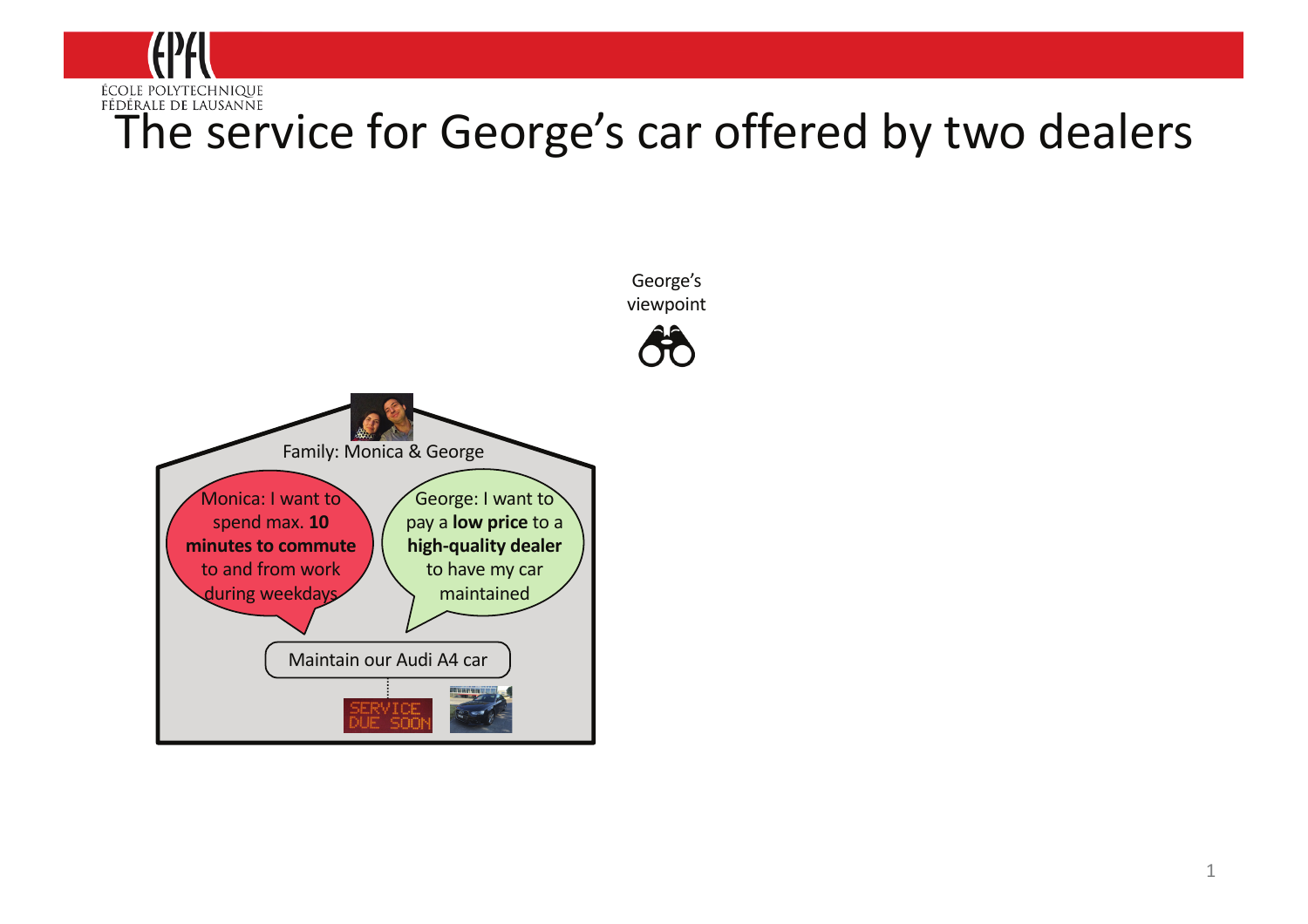# The service for George's car offered by two dealers

George's viewpoint

Family: Monica & George

Monica: I want to spend max. **10 minutes to commute** to and from work during weekdays

George: I want to pay a **low price** to a **high-quality dealer** to have my car maintained

Maintain our Audi A4 car

SERVICE DUE SOON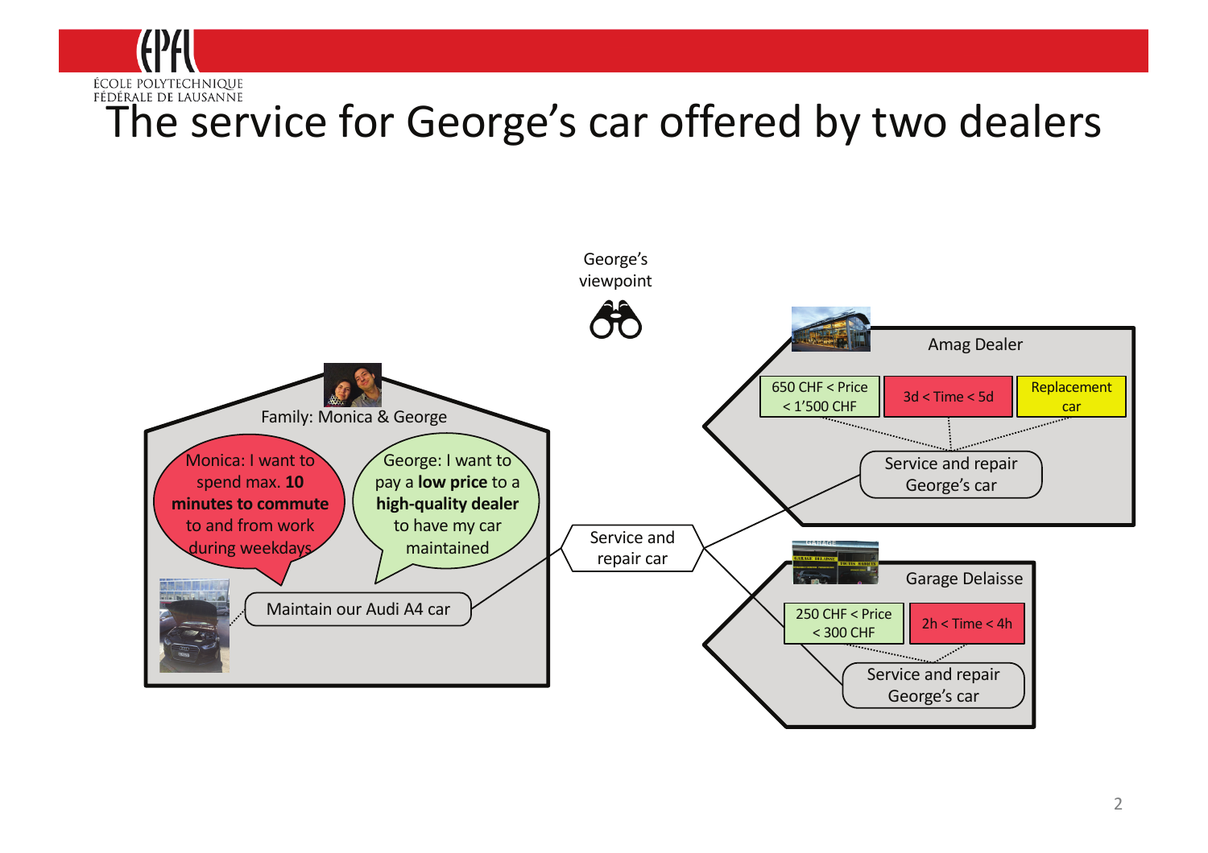# The service for George's car offered by two dealers

George's viewpoint

Family: Monica & George

Monica: I want to spend max. **10 minutes to commute** to and from work during weekdays

George: I want to pay a **low price** to a **high-quality dealer** to have my car maintained

Maintain our Audi A4 car

Service and repair car

Amag Dealer

650 CHF < Price < 1'500 CHF

3d < Time < 5d

Replacement car

Service and repair George's car

Garage Delaisse

250 CHF < Price < 300 CHF

2h < Time < 4h

Service and repair George's car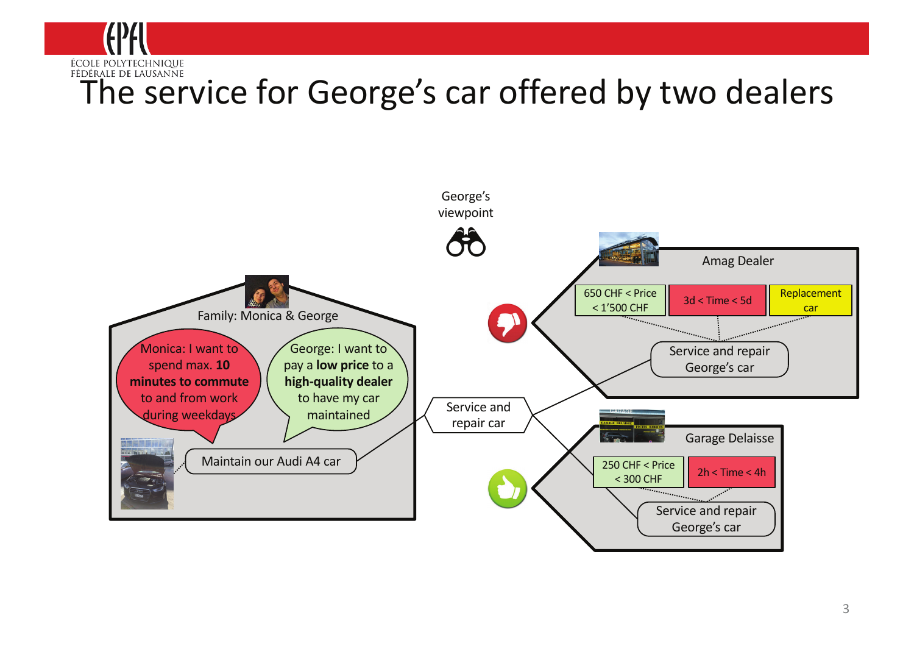# The service for George's car offered by two dealers

George's viewpoint

Family: Monica & George

Monica: I want to spend max. **10 minutes to commute** to and from work during weekdays

George: I want to pay a **low price** to a **high-quality dealer** to have my car maintained

Maintain our Audi A4 car

Service and repair car

Amag Dealer

650 CHF < Price < 1'500 CHF

3d < Time < 5d

Replacement car

Service and repair George's car

Garage Delaisse

250 CHF < Price < 300 CHF

2h < Time < 4h

Service and repair George's car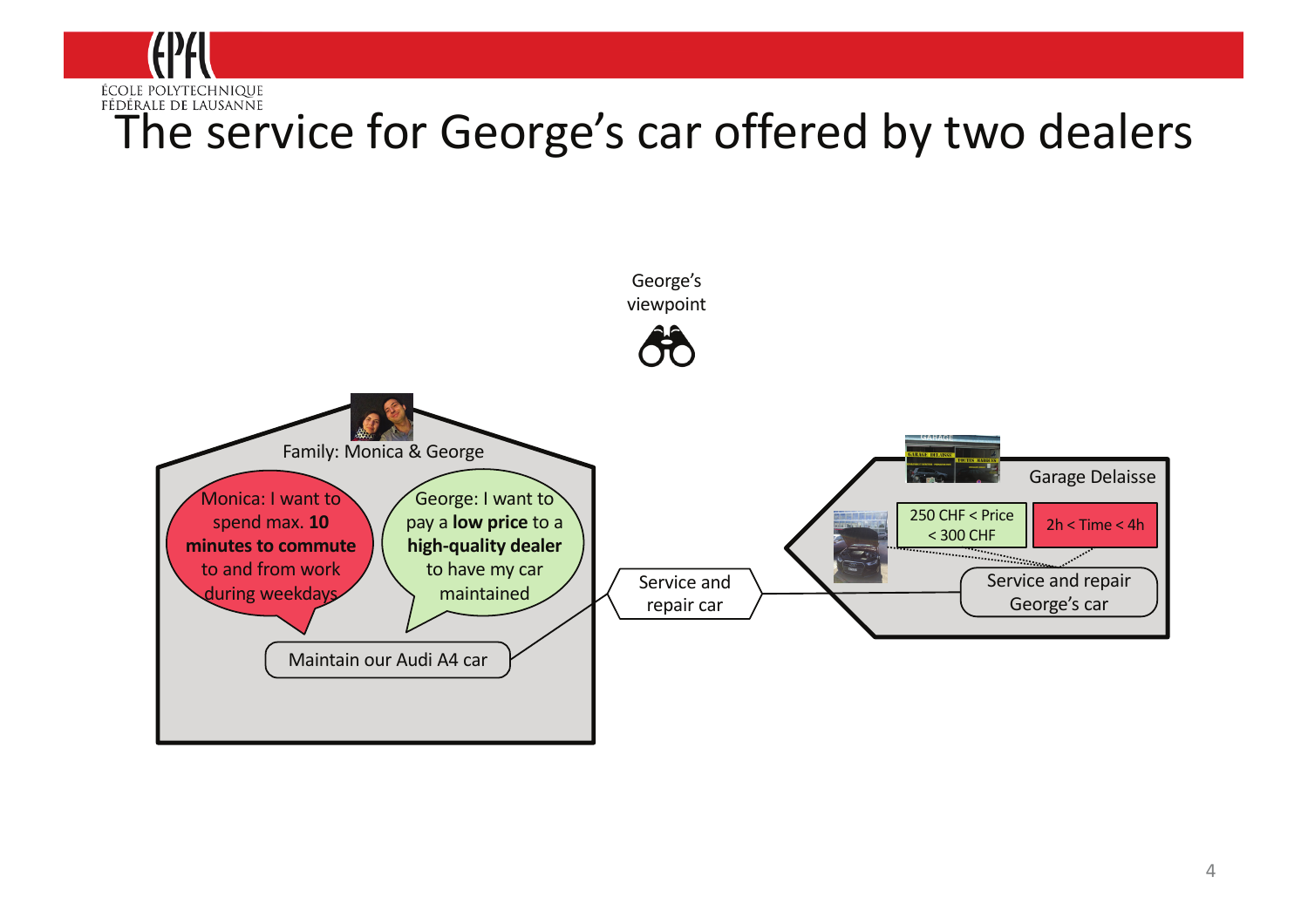# The service for George's car offered by two dealers

George's viewpoint

Family: Monica & George

Monica: I want to spend max. **10 minutes to commute** to and from work during weekdays

George: I want to pay a **low price** to a **high-quality dealer** to have my car maintained

Maintain our Audi A4 car

Service and repair car

Garage Delaisse

250 CHF < Price < 300 CHF

2h < Time < 4h

Service and repair George's car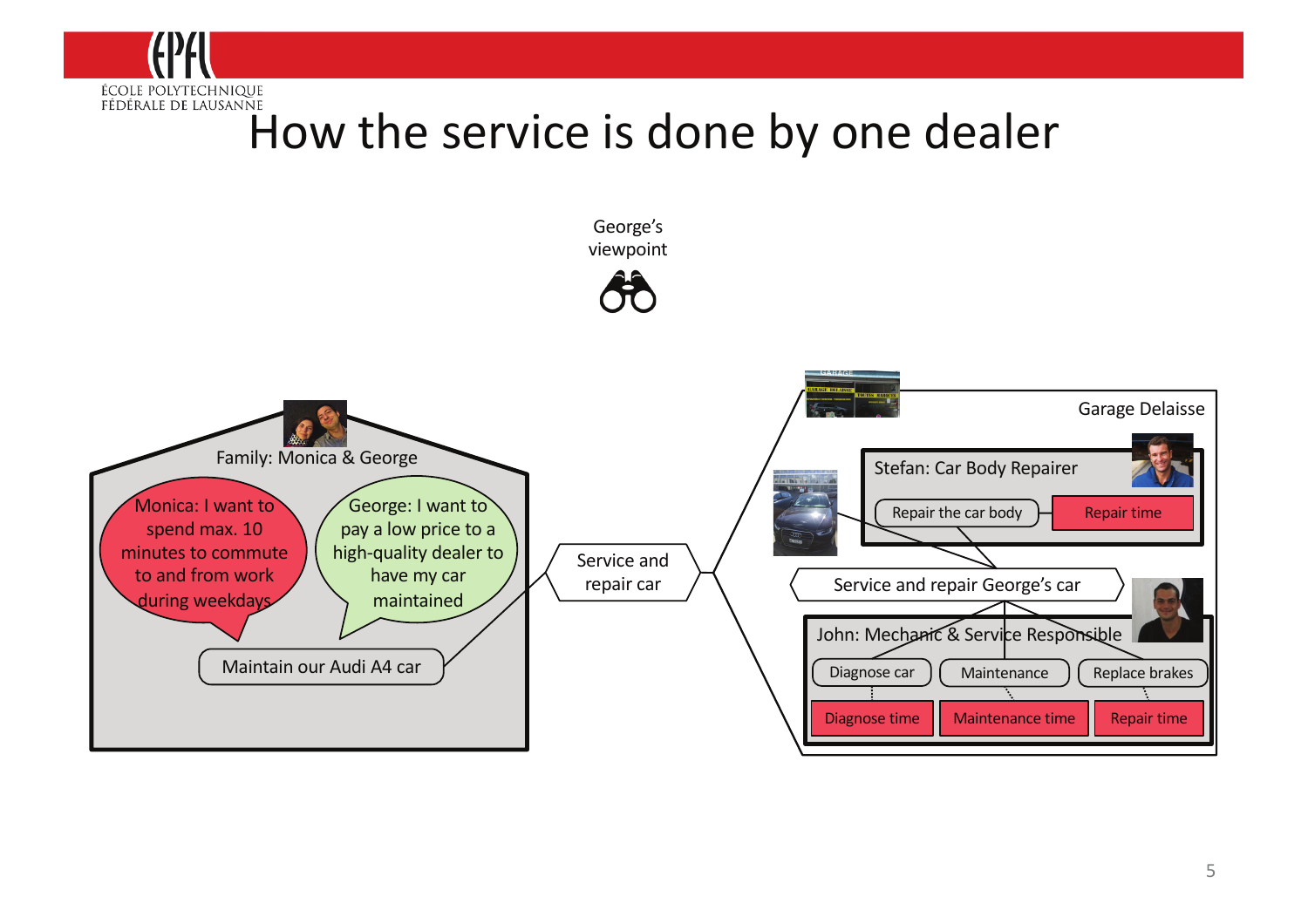# How the service is done by one dealer

George's viewpoint

Family: Monica & George

Monica: I want to spend max. 10 minutes to commute to and from work during weekdays

George: I want to pay a low price to a high-quality dealer to have my car maintained

Maintain our Audi A4 car

Service and repair car

Garage Delaisse

Stefan: Car Body Repairer

Repair the car body

Repair time

Service and repair George's car

John: Mechanic & Service Responsible

Diagnose car

Maintenance

Replace brakes

Diagnose time

Maintenance time

Repair time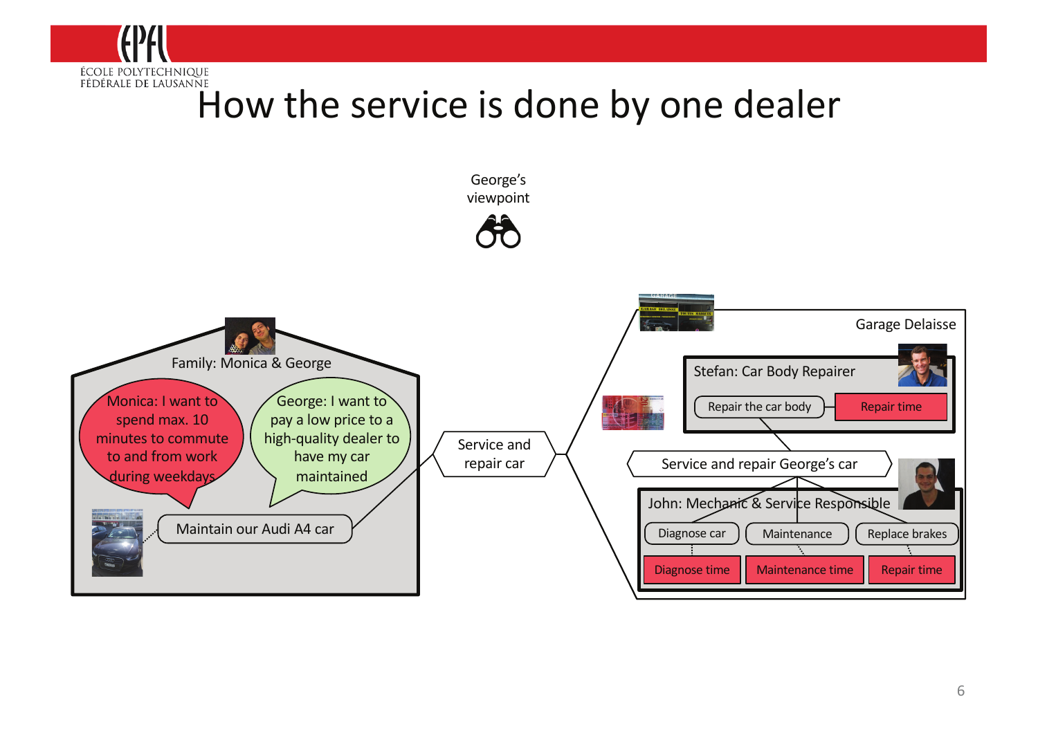# How the service is done by one dealer

George's viewpoint

Family: Monica & George

Monica: I want to spend max. 10 minutes to commute to and from work during weekdays

George: I want to pay a low price to a high-quality dealer to have my car maintained

Maintain our Audi A4 car

Service and repair car

Garage Delaisse

Stefan: Car Body Repairer

Repair the car body

Repair time

Service and repair George's car

John: Mechanic & Service Responsible

Diagnose car

Maintenance

Replace brakes

Diagnose time

Maintenance time

Repair time